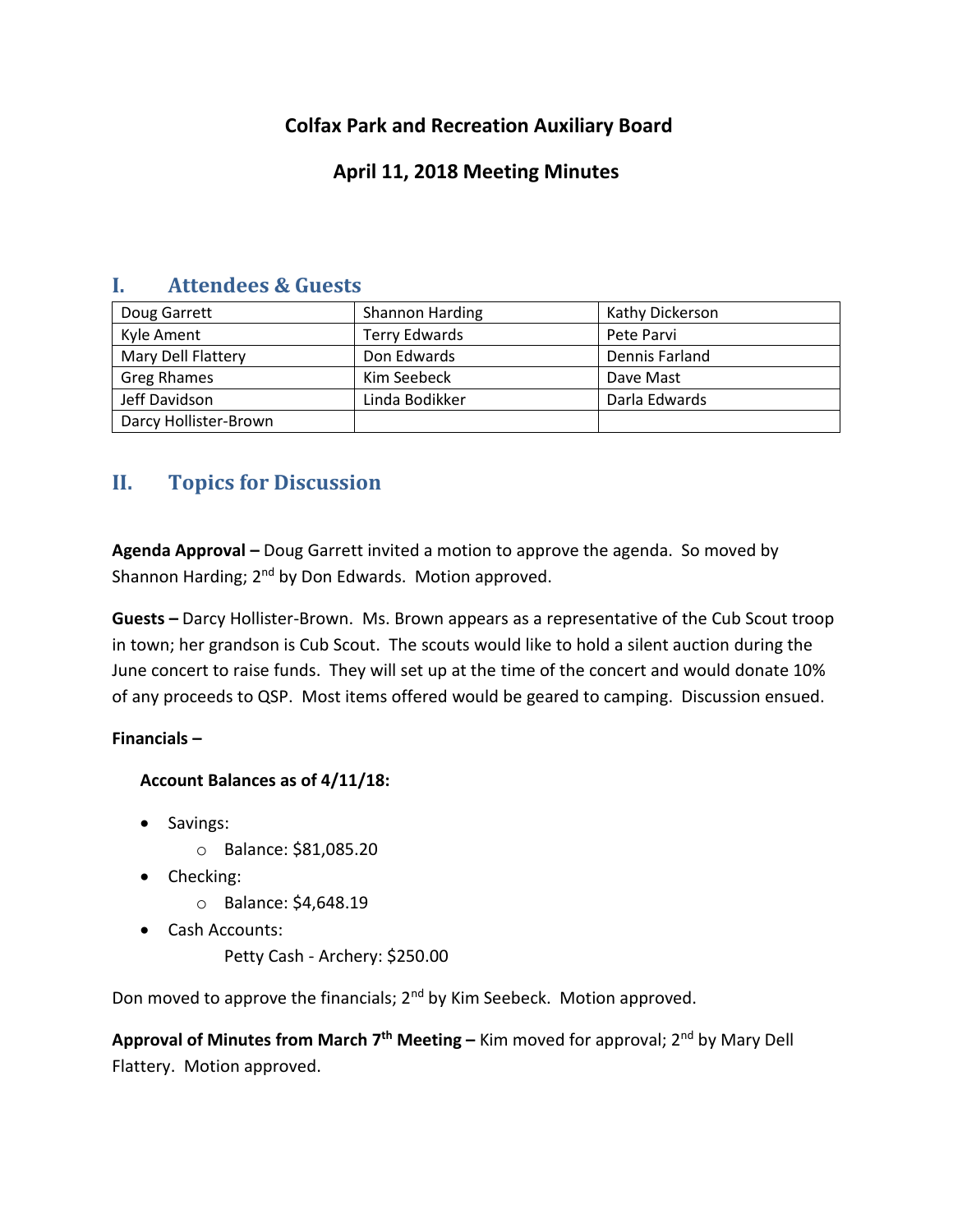# Colfax Park and Recreation Auxiliary Board

## April 11, 2018 Meeting Minutes

## I. Attendees & Guests

| | | |
|---|---|---|
| Doug Garrett | Shannon Harding | Kathy Dickerson |
| Kyle Ament | Terry Edwards | Pete Parvi |
| Mary Dell Flattery | Don Edwards | Dennis Farland |
| Greg Rhames | Kim Seebeck | Dave Mast |
| Jeff Davidson | Linda Bodikker | Darla Edwards |
| Darcy Hollister-Brown | | |

## II. Topics for Discussion

**Agenda Approval –** Doug Garrett invited a motion to approve the agenda. So moved by Shannon Harding; 2nd by Don Edwards. Motion approved.

**Guests –** Darcy Hollister-Brown. Ms. Brown appears as a representative of the Cub Scout troop in town; her grandson is Cub Scout. The scouts would like to hold a silent auction during the June concert to raise funds. They will set up at the time of the concert and would donate 10% of any proceeds to QSP. Most items offered would be geared to camping. Discussion ensued.

**Financials –**

**Account Balances as of 4/11/18:**

- Savings:
  - Balance: $81,085.20
- Checking:
  - Balance: $4,648.19
- Cash Accounts:
  - Petty Cash - Archery: $250.00

Don moved to approve the financials; 2nd by Kim Seebeck. Motion approved.

**Approval of Minutes from March 7th Meeting –** Kim moved for approval; 2nd by Mary Dell Flattery. Motion approved.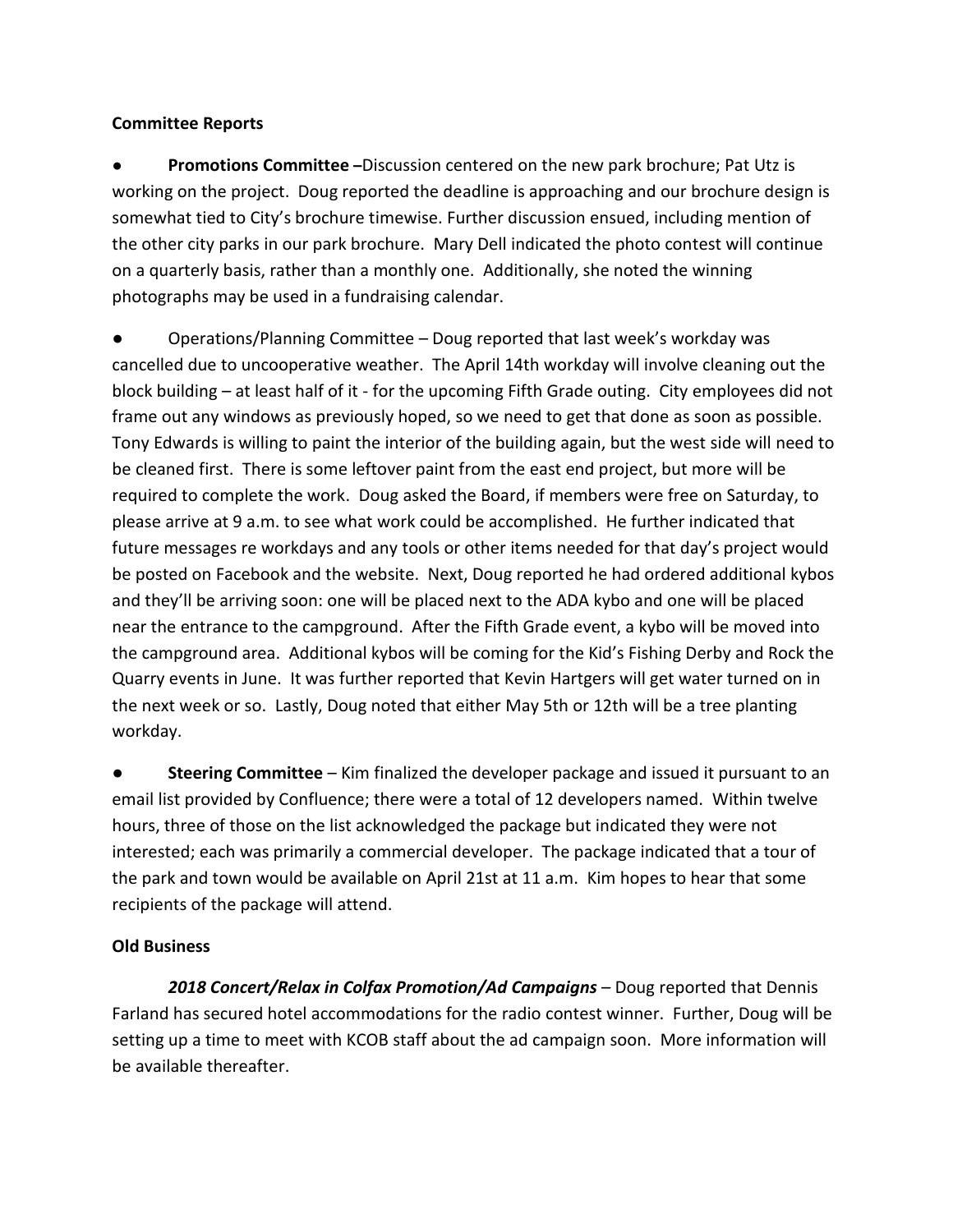**Committee Reports**

- **Promotions Committee –**Discussion centered on the new park brochure; Pat Utz is working on the project. Doug reported the deadline is approaching and our brochure design is somewhat tied to City's brochure timewise. Further discussion ensued, including mention of the other city parks in our park brochure. Mary Dell indicated the photo contest will continue on a quarterly basis, rather than a monthly one. Additionally, she noted the winning photographs may be used in a fundraising calendar.

- Operations/Planning Committee – Doug reported that last week's workday was cancelled due to uncooperative weather. The April 14th workday will involve cleaning out the block building – at least half of it - for the upcoming Fifth Grade outing. City employees did not frame out any windows as previously hoped, so we need to get that done as soon as possible. Tony Edwards is willing to paint the interior of the building again, but the west side will need to be cleaned first. There is some leftover paint from the east end project, but more will be required to complete the work. Doug asked the Board, if members were free on Saturday, to please arrive at 9 a.m. to see what work could be accomplished. He further indicated that future messages re workdays and any tools or other items needed for that day's project would be posted on Facebook and the website. Next, Doug reported he had ordered additional kybos and they'll be arriving soon: one will be placed next to the ADA kybo and one will be placed near the entrance to the campground. After the Fifth Grade event, a kybo will be moved into the campground area. Additional kybos will be coming for the Kid's Fishing Derby and Rock the Quarry events in June. It was further reported that Kevin Hartgers will get water turned on in the next week or so. Lastly, Doug noted that either May 5th or 12th will be a tree planting workday.

- **Steering Committee** – Kim finalized the developer package and issued it pursuant to an email list provided by Confluence; there were a total of 12 developers named. Within twelve hours, three of those on the list acknowledged the package but indicated they were not interested; each was primarily a commercial developer. The package indicated that a tour of the park and town would be available on April 21st at 11 a.m. Kim hopes to hear that some recipients of the package will attend.

**Old Business**

***2018 Concert/Relax in Colfax Promotion/Ad Campaigns*** – Doug reported that Dennis Farland has secured hotel accommodations for the radio contest winner. Further, Doug will be setting up a time to meet with KCOB staff about the ad campaign soon. More information will be available thereafter.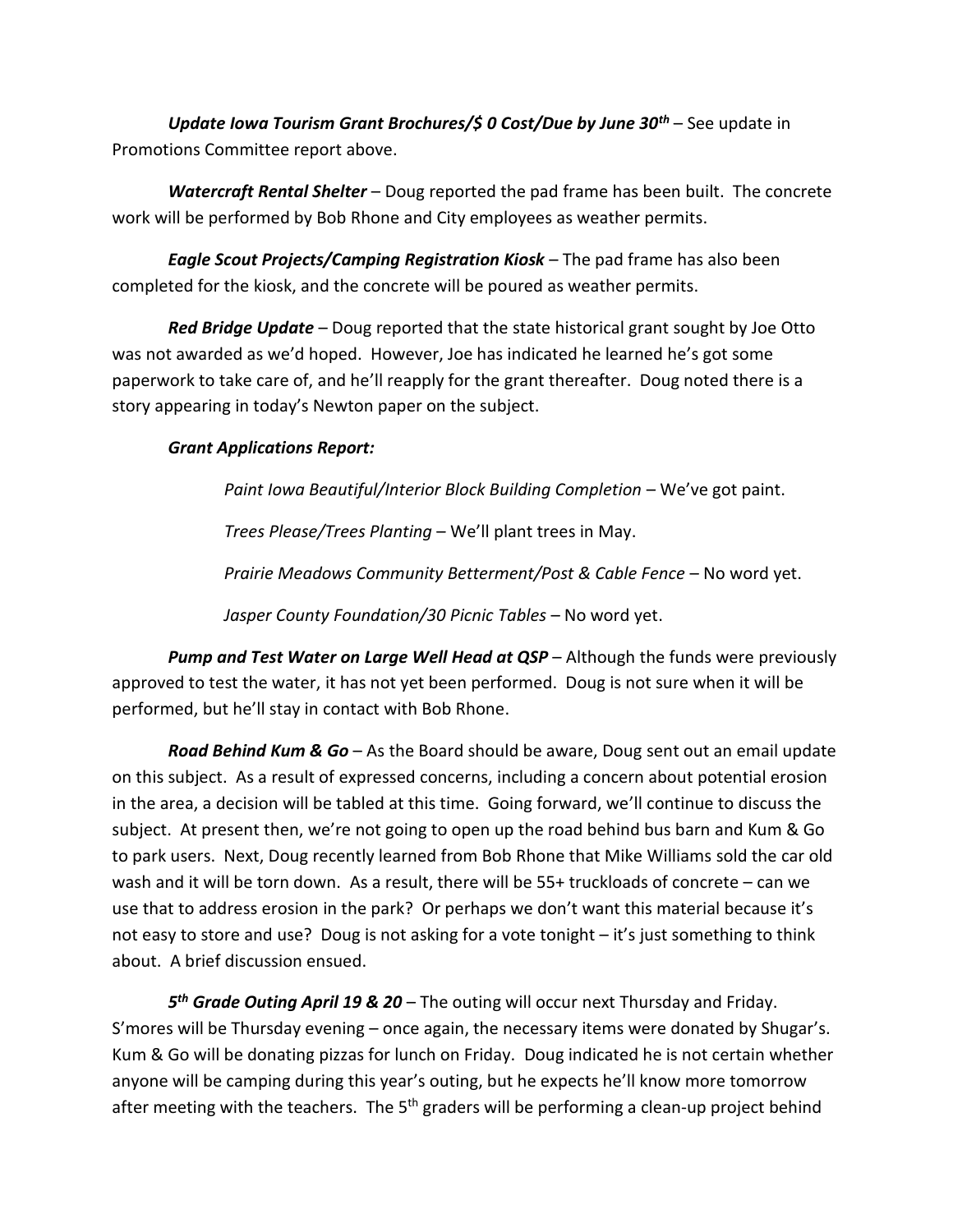***Update Iowa Tourism Grant Brochures/$ 0 Cost/Due by June 30th*** – See update in Promotions Committee report above.

***Watercraft Rental Shelter*** – Doug reported the pad frame has been built. The concrete work will be performed by Bob Rhone and City employees as weather permits.

***Eagle Scout Projects/Camping Registration Kiosk*** – The pad frame has also been completed for the kiosk, and the concrete will be poured as weather permits.

***Red Bridge Update*** – Doug reported that the state historical grant sought by Joe Otto was not awarded as we'd hoped. However, Joe has indicated he learned he's got some paperwork to take care of, and he'll reapply for the grant thereafter. Doug noted there is a story appearing in today's Newton paper on the subject.

***Grant Applications Report:***

*Paint Iowa Beautiful/Interior Block Building Completion* – We've got paint.

*Trees Please/Trees Planting* – We'll plant trees in May.

*Prairie Meadows Community Betterment/Post & Cable Fence* – No word yet.

*Jasper County Foundation/30 Picnic Tables* – No word yet.

***Pump and Test Water on Large Well Head at QSP*** – Although the funds were previously approved to test the water, it has not yet been performed. Doug is not sure when it will be performed, but he'll stay in contact with Bob Rhone.

***Road Behind Kum & Go*** – As the Board should be aware, Doug sent out an email update on this subject. As a result of expressed concerns, including a concern about potential erosion in the area, a decision will be tabled at this time. Going forward, we'll continue to discuss the subject. At present then, we're not going to open up the road behind bus barn and Kum & Go to park users. Next, Doug recently learned from Bob Rhone that Mike Williams sold the car old wash and it will be torn down. As a result, there will be 55+ truckloads of concrete – can we use that to address erosion in the park? Or perhaps we don't want this material because it's not easy to store and use? Doug is not asking for a vote tonight – it's just something to think about. A brief discussion ensued.

***5th Grade Outing April 19 & 20*** – The outing will occur next Thursday and Friday. S'mores will be Thursday evening – once again, the necessary items were donated by Shugar's. Kum & Go will be donating pizzas for lunch on Friday. Doug indicated he is not certain whether anyone will be camping during this year's outing, but he expects he'll know more tomorrow after meeting with the teachers. The 5th graders will be performing a clean-up project behind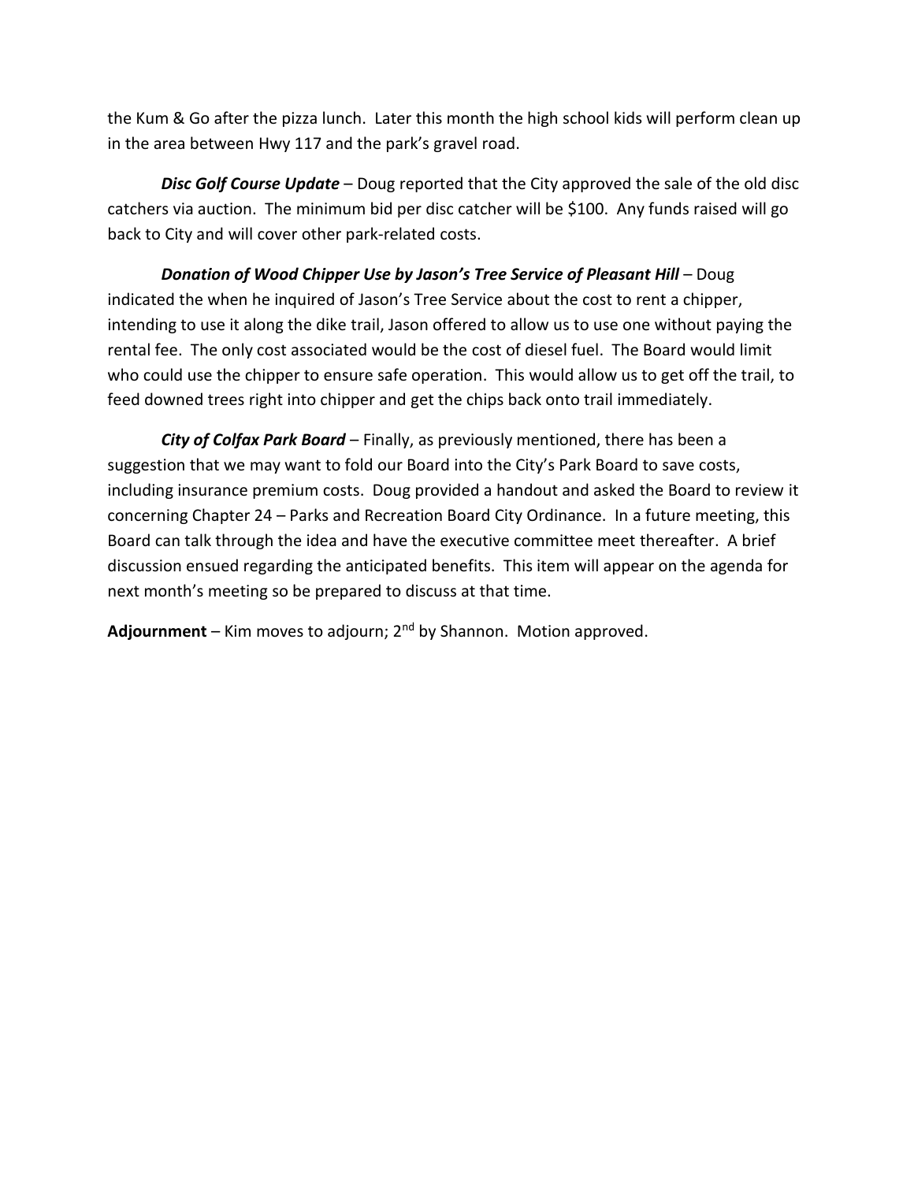the Kum & Go after the pizza lunch. Later this month the high school kids will perform clean up in the area between Hwy 117 and the park's gravel road.

***Disc Golf Course Update*** – Doug reported that the City approved the sale of the old disc catchers via auction. The minimum bid per disc catcher will be $100. Any funds raised will go back to City and will cover other park-related costs.

***Donation of Wood Chipper Use by Jason's Tree Service of Pleasant Hill*** – Doug indicated the when he inquired of Jason's Tree Service about the cost to rent a chipper, intending to use it along the dike trail, Jason offered to allow us to use one without paying the rental fee. The only cost associated would be the cost of diesel fuel. The Board would limit who could use the chipper to ensure safe operation. This would allow us to get off the trail, to feed downed trees right into chipper and get the chips back onto trail immediately.

***City of Colfax Park Board*** – Finally, as previously mentioned, there has been a suggestion that we may want to fold our Board into the City's Park Board to save costs, including insurance premium costs. Doug provided a handout and asked the Board to review it concerning Chapter 24 – Parks and Recreation Board City Ordinance. In a future meeting, this Board can talk through the idea and have the executive committee meet thereafter. A brief discussion ensued regarding the anticipated benefits. This item will appear on the agenda for next month's meeting so be prepared to discuss at that time.

**Adjournment** – Kim moves to adjourn; 2nd by Shannon. Motion approved.